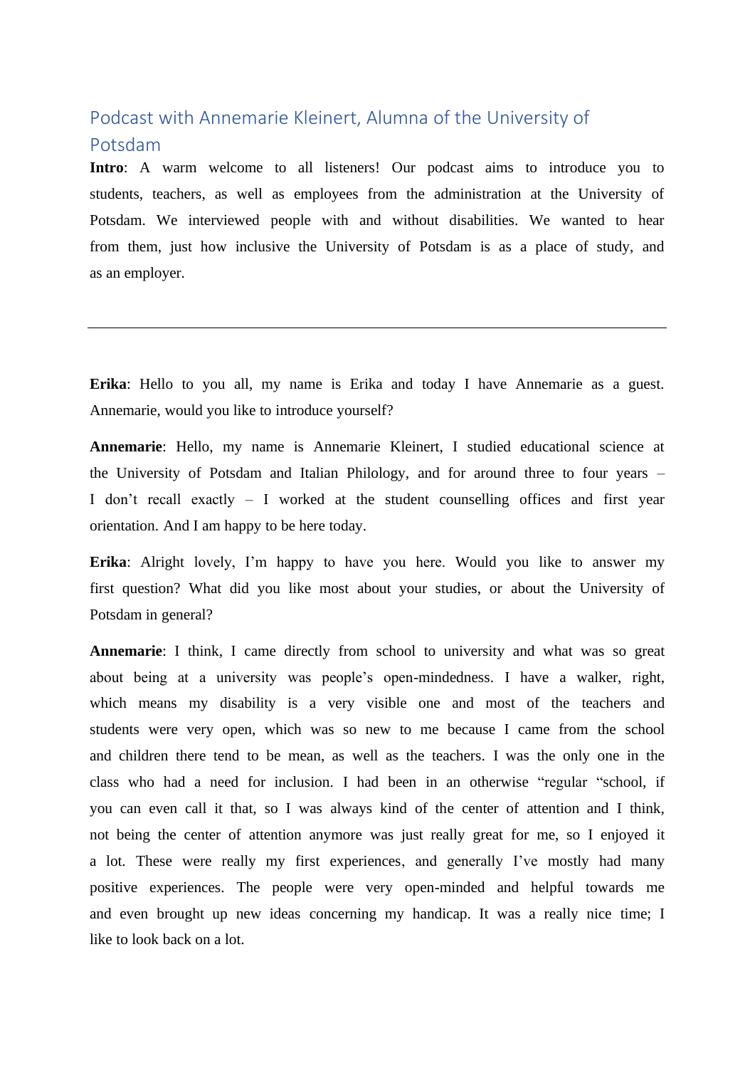# Podcast with Annemarie Kleinert, Alumna of the University of Potsdam

**Intro**: A warm welcome to all listeners! Our podcast aims to introduce you to students, teachers, as well as employees from the administration at the University of Potsdam. We interviewed people with and without disabilities. We wanted to hear from them, just how inclusive the University of Potsdam is as a place of study, and as an employer.

---

**Erika**: Hello to you all, my name is Erika and today I have Annemarie as a guest. Annemarie, would you like to introduce yourself?

**Annemarie**: Hello, my name is Annemarie Kleinert, I studied educational science at the University of Potsdam and Italian Philology, and for around three to four years – I don't recall exactly – I worked at the student counselling offices and first year orientation. And I am happy to be here today.

**Erika**: Alright lovely, I'm happy to have you here. Would you like to answer my first question? What did you like most about your studies, or about the University of Potsdam in general?

**Annemarie**: I think, I came directly from school to university and what was so great about being at a university was people's open-mindedness. I have a walker, right, which means my disability is a very visible one and most of the teachers and students were very open, which was so new to me because I came from the school and children there tend to be mean, as well as the teachers. I was the only one in the class who had a need for inclusion. I had been in an otherwise "regular "school, if you can even call it that, so I was always kind of the center of attention and I think, not being the center of attention anymore was just really great for me, so I enjoyed it a lot. These were really my first experiences, and generally I've mostly had many positive experiences. The people were very open-minded and helpful towards me and even brought up new ideas concerning my handicap. It was a really nice time; I like to look back on a lot.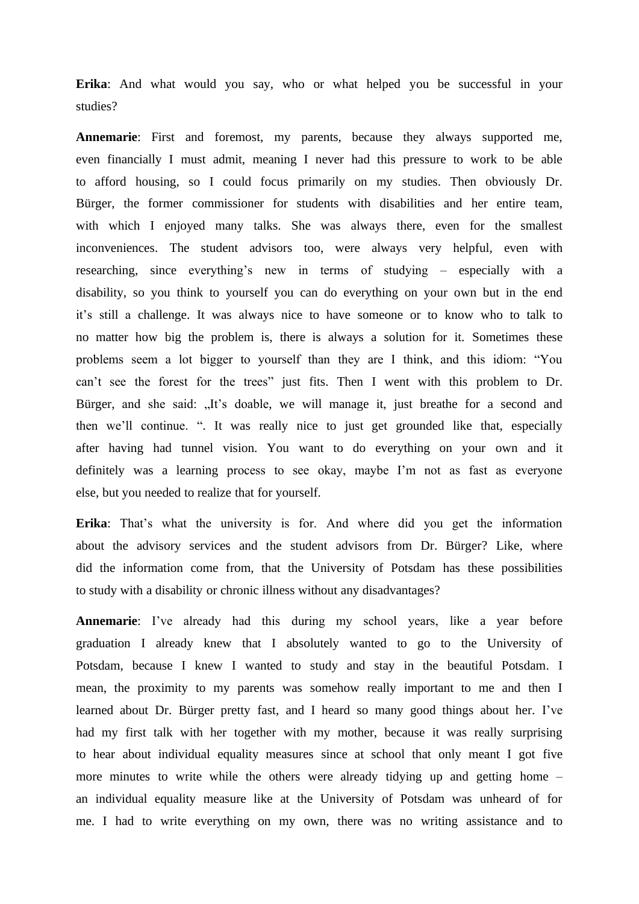**Erika**: And what would you say, who or what helped you be successful in your studies?

**Annemarie**: First and foremost, my parents, because they always supported me, even financially I must admit, meaning I never had this pressure to work to be able to afford housing, so I could focus primarily on my studies. Then obviously Dr. Bürger, the former commissioner for students with disabilities and her entire team, with which I enjoyed many talks. She was always there, even for the smallest inconveniences. The student advisors too, were always very helpful, even with researching, since everything's new in terms of studying – especially with a disability, so you think to yourself you can do everything on your own but in the end it's still a challenge. It was always nice to have someone or to know who to talk to no matter how big the problem is, there is always a solution for it. Sometimes these problems seem a lot bigger to yourself than they are I think, and this idiom: "You can't see the forest for the trees" just fits. Then I went with this problem to Dr. Bürger, and she said: „It's doable, we will manage it, just breathe for a second and then we'll continue. ". It was really nice to just get grounded like that, especially after having had tunnel vision. You want to do everything on your own and it definitely was a learning process to see okay, maybe I'm not as fast as everyone else, but you needed to realize that for yourself.

**Erika**: That's what the university is for. And where did you get the information about the advisory services and the student advisors from Dr. Bürger? Like, where did the information come from, that the University of Potsdam has these possibilities to study with a disability or chronic illness without any disadvantages?

**Annemarie**: I've already had this during my school years, like a year before graduation I already knew that I absolutely wanted to go to the University of Potsdam, because I knew I wanted to study and stay in the beautiful Potsdam. I mean, the proximity to my parents was somehow really important to me and then I learned about Dr. Bürger pretty fast, and I heard so many good things about her. I've had my first talk with her together with my mother, because it was really surprising to hear about individual equality measures since at school that only meant I got five more minutes to write while the others were already tidying up and getting home – an individual equality measure like at the University of Potsdam was unheard of for me. I had to write everything on my own, there was no writing assistance and to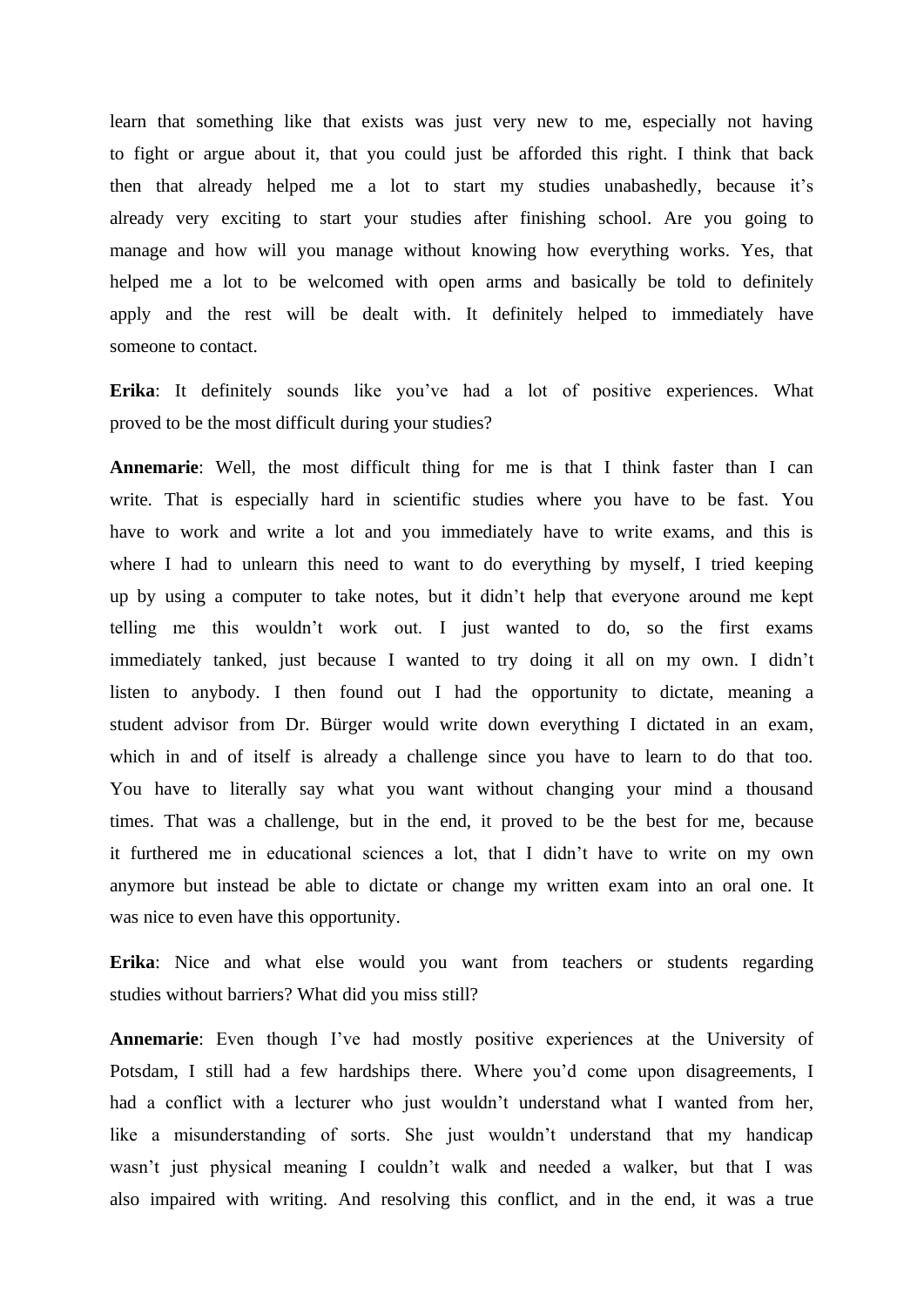learn that something like that exists was just very new to me, especially not having to fight or argue about it, that you could just be afforded this right. I think that back then that already helped me a lot to start my studies unabashedly, because it's already very exciting to start your studies after finishing school. Are you going to manage and how will you manage without knowing how everything works. Yes, that helped me a lot to be welcomed with open arms and basically be told to definitely apply and the rest will be dealt with. It definitely helped to immediately have someone to contact.

**Erika**: It definitely sounds like you've had a lot of positive experiences. What proved to be the most difficult during your studies?

**Annemarie**: Well, the most difficult thing for me is that I think faster than I can write. That is especially hard in scientific studies where you have to be fast. You have to work and write a lot and you immediately have to write exams, and this is where I had to unlearn this need to want to do everything by myself, I tried keeping up by using a computer to take notes, but it didn't help that everyone around me kept telling me this wouldn't work out. I just wanted to do, so the first exams immediately tanked, just because I wanted to try doing it all on my own. I didn't listen to anybody. I then found out I had the opportunity to dictate, meaning a student advisor from Dr. Bürger would write down everything I dictated in an exam, which in and of itself is already a challenge since you have to learn to do that too. You have to literally say what you want without changing your mind a thousand times. That was a challenge, but in the end, it proved to be the best for me, because it furthered me in educational sciences a lot, that I didn't have to write on my own anymore but instead be able to dictate or change my written exam into an oral one. It was nice to even have this opportunity.

**Erika**: Nice and what else would you want from teachers or students regarding studies without barriers? What did you miss still?

**Annemarie**: Even though I've had mostly positive experiences at the University of Potsdam, I still had a few hardships there. Where you'd come upon disagreements, I had a conflict with a lecturer who just wouldn't understand what I wanted from her, like a misunderstanding of sorts. She just wouldn't understand that my handicap wasn't just physical meaning I couldn't walk and needed a walker, but that I was also impaired with writing. And resolving this conflict, and in the end, it was a true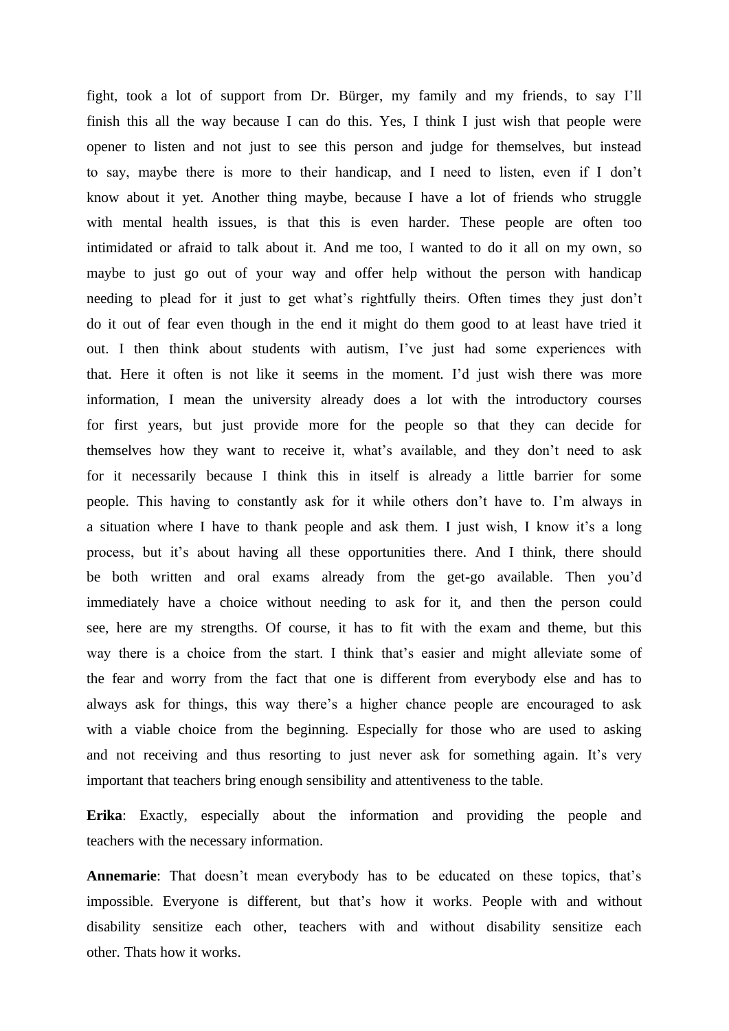fight, took a lot of support from Dr. Bürger, my family and my friends, to say I'll finish this all the way because I can do this. Yes, I think I just wish that people were opener to listen and not just to see this person and judge for themselves, but instead to say, maybe there is more to their handicap, and I need to listen, even if I don't know about it yet. Another thing maybe, because I have a lot of friends who struggle with mental health issues, is that this is even harder. These people are often too intimidated or afraid to talk about it. And me too, I wanted to do it all on my own, so maybe to just go out of your way and offer help without the person with handicap needing to plead for it just to get what's rightfully theirs. Often times they just don't do it out of fear even though in the end it might do them good to at least have tried it out. I then think about students with autism, I've just had some experiences with that. Here it often is not like it seems in the moment. I'd just wish there was more information, I mean the university already does a lot with the introductory courses for first years, but just provide more for the people so that they can decide for themselves how they want to receive it, what's available, and they don't need to ask for it necessarily because I think this in itself is already a little barrier for some people. This having to constantly ask for it while others don't have to. I'm always in a situation where I have to thank people and ask them. I just wish, I know it's a long process, but it's about having all these opportunities there. And I think, there should be both written and oral exams already from the get-go available. Then you'd immediately have a choice without needing to ask for it, and then the person could see, here are my strengths. Of course, it has to fit with the exam and theme, but this way there is a choice from the start. I think that's easier and might alleviate some of the fear and worry from the fact that one is different from everybody else and has to always ask for things, this way there's a higher chance people are encouraged to ask with a viable choice from the beginning. Especially for those who are used to asking and not receiving and thus resorting to just never ask for something again. It's very important that teachers bring enough sensibility and attentiveness to the table.

**Erika**: Exactly, especially about the information and providing the people and teachers with the necessary information.

**Annemarie**: That doesn't mean everybody has to be educated on these topics, that's impossible. Everyone is different, but that's how it works. People with and without disability sensitize each other, teachers with and without disability sensitize each other. Thats how it works.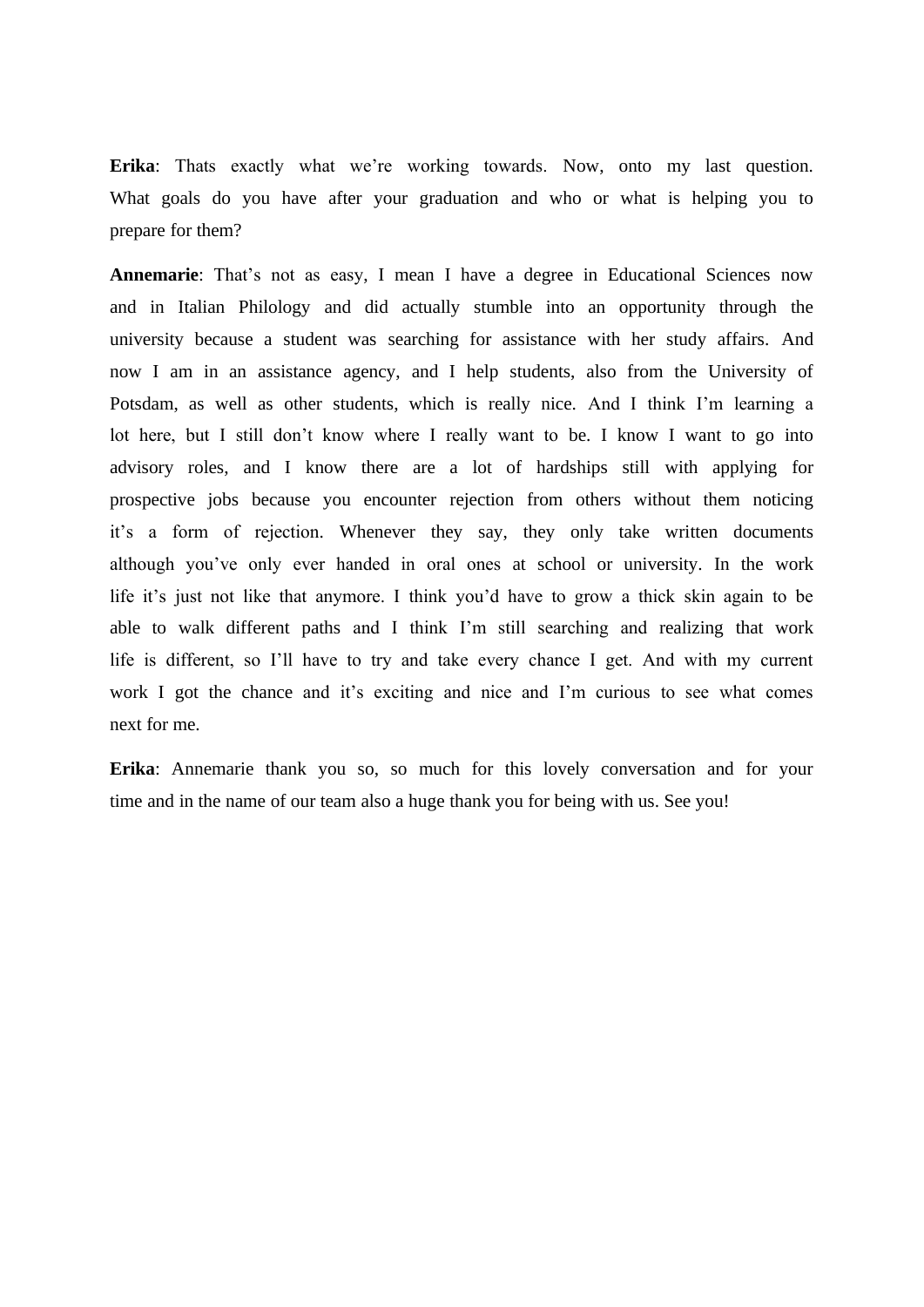**Erika**: Thats exactly what we're working towards. Now, onto my last question. What goals do you have after your graduation and who or what is helping you to prepare for them?

**Annemarie**: That's not as easy, I mean I have a degree in Educational Sciences now and in Italian Philology and did actually stumble into an opportunity through the university because a student was searching for assistance with her study affairs. And now I am in an assistance agency, and I help students, also from the University of Potsdam, as well as other students, which is really nice. And I think I'm learning a lot here, but I still don't know where I really want to be. I know I want to go into advisory roles, and I know there are a lot of hardships still with applying for prospective jobs because you encounter rejection from others without them noticing it's a form of rejection. Whenever they say, they only take written documents although you've only ever handed in oral ones at school or university. In the work life it's just not like that anymore. I think you'd have to grow a thick skin again to be able to walk different paths and I think I'm still searching and realizing that work life is different, so I'll have to try and take every chance I get. And with my current work I got the chance and it's exciting and nice and I'm curious to see what comes next for me.

**Erika**: Annemarie thank you so, so much for this lovely conversation and for your time and in the name of our team also a huge thank you for being with us. See you!